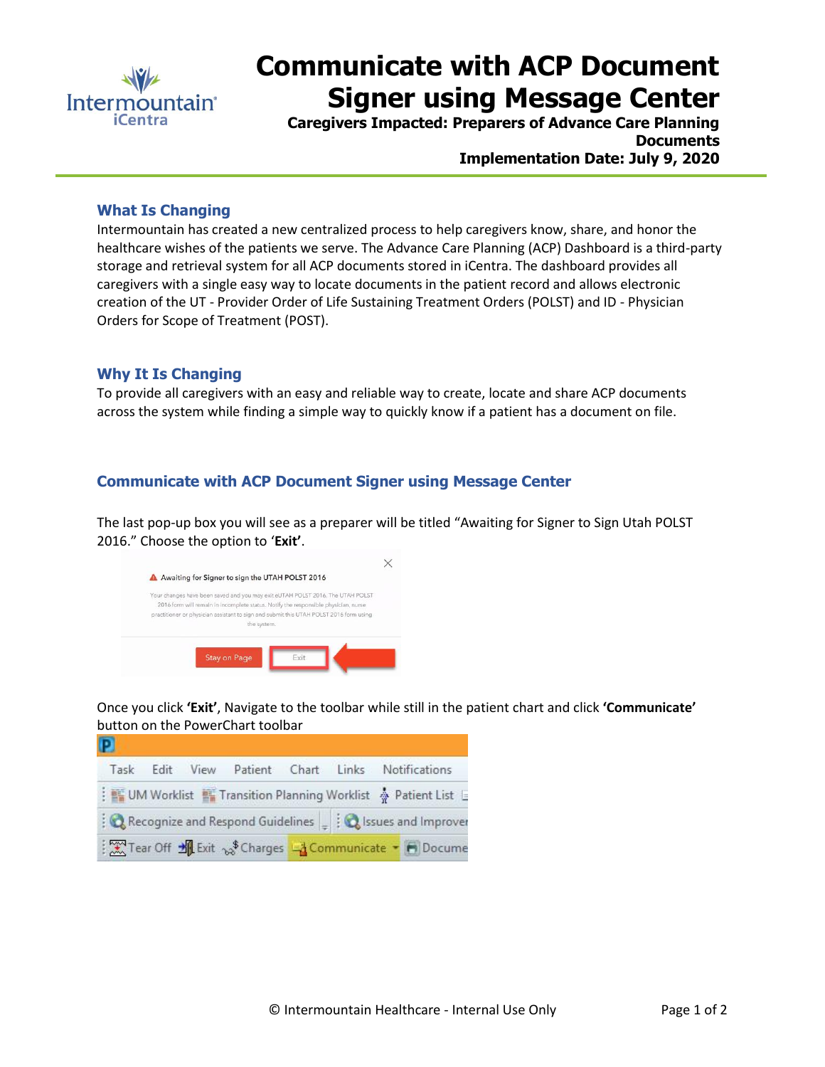# Communicate with ACP Document Signer using Message Center

**Caregivers Impacted: Preparers of Advance Care Planning Documents**

**Implementation Date: July 9, 2020**

## What Is Changing

Intermountain has created a new centralized process to help caregivers know, share, and honor the healthcare wishes of the patients we serve. The Advance Care Planning (ACP) Dashboard is a third-party storage and retrieval system for all ACP documents stored in iCentra. The dashboard provides all caregivers with a single easy way to locate documents in the patient record and allows electronic creation of the UT - Provider Order of Life Sustaining Treatment Orders (POLST) and ID - Physician Orders for Scope of Treatment (POST).

## Why It Is Changing

To provide all caregivers with an easy and reliable way to create, locate and share ACP documents across the system while finding a simple way to quickly know if a patient has a document on file.

## Communicate with ACP Document Signer using Message Center

The last pop-up box you will see as a preparer will be titled "Awaiting for Signer to Sign Utah POLST 2016." Choose the option to '**Exit**'.

Once you click **'Exit'**, Navigate to the toolbar while still in the patient chart and click **'Communicate'** button on the PowerChart toolbar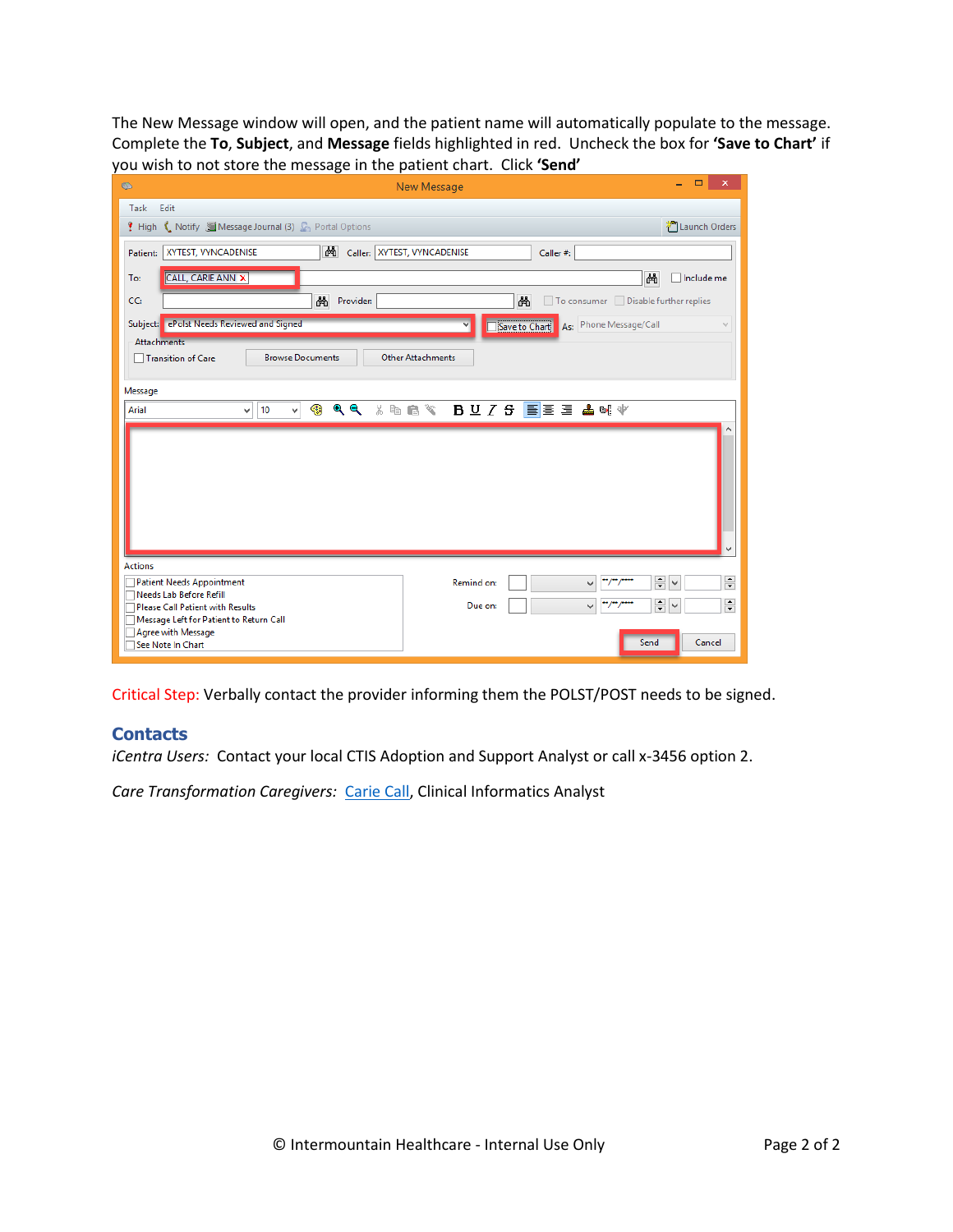The New Message window will open, and the patient name will automatically populate to the message. Complete the **To**, **Subject**, and **Message** fields highlighted in red. Uncheck the box for **'Save to Chart'** if you wish to not store the message in the patient chart. Click **'Send'**

Critical Step: Verbally contact the provider informing them the POLST/POST needs to be signed.

## Contacts

*iCentra Users:* Contact your local CTIS Adoption and Support Analyst or call x-3456 option 2.

*Care Transformation Caregivers:* Carie Call, Clinical Informatics Analyst

© Intermountain Healthcare - Internal Use Only